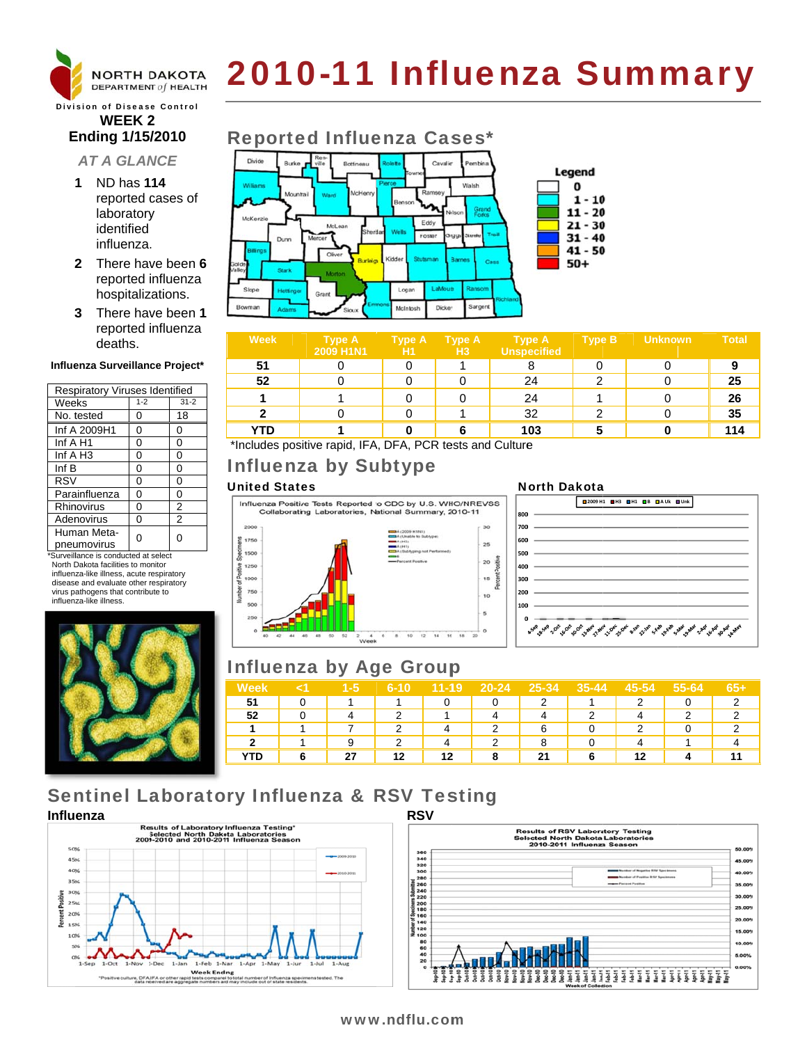# 2010-11 Influenza Summary

NORTH DAKOTA DEPARTMENT of HEALTH

Division of Disease Control

**WEEK 2**
**Ending 1/15/2010**

## AT A GLANCE

1. ND has **114** reported cases of laboratory identified influenza.
2. There have been **6** reported influenza hospitalizations.
3. There have been **1** reported influenza deaths.

**Influenza Surveillance Project***

| Respiratory Viruses Identified | | |
|---|---|---|
| Weeks | 1-2 | 31-2 |
| No. tested | 0 | 18 |
| Inf A 2009H1 | 0 | 0 |
| Inf A H1 | 0 | 0 |
| Inf A H3 | 0 | 0 |
| Inf B | 0 | 0 |
| RSV | 0 | 0 |
| Parainfluenza | 0 | 0 |
| Rhinovirus | 0 | 2 |
| Adenovirus | 0 | 2 |
| Human Meta-pneumovirus | 0 | 0 |

*Surveillance is conducted at select North Dakota facilities to monitor influenza-like illness, acute respiratory disease and evaluate other respiratory virus pathogens that contribute to influenza-like illness.

## Reported Influenza Cases*

| Week | Type A 2009 H1N1 | Type A H1 | Type A H3 | Type A Unspecified | Type B | Unknown | Total |
|---|---|---|---|---|---|---|---|
| 51 | 0 | 0 | 1 | 8 | 0 | 0 | 9 |
| 52 | 0 | 0 | 0 | 24 | 2 | 0 | 25 |
| 1 | 1 | 0 | 0 | 24 | 1 | 0 | 26 |
| 2 | 0 | 0 | 1 | 32 | 2 | 0 | 35 |
| YTD | 1 | 0 | 6 | 103 | 5 | 0 | 114 |

*Includes positive rapid, IFA, DFA, PCR tests and Culture

## Influenza by Subtype

### United States

### North Dakota

## Influenza by Age Group

| Week | <1 | 1-5 | 6-10 | 11-19 | 20-24 | 25-34 | 35-44 | 45-54 | 55-64 | 65+ |
|---|---|---|---|---|---|---|---|---|---|---|
| 51 | 0 | 1 | 1 | 0 | 0 | 2 | 1 | 2 | 0 | 2 |
| 52 | 0 | 4 | 2 | 1 | 4 | 4 | 2 | 4 | 2 | 2 |
| 1 | 1 | 7 | 2 | 4 | 2 | 6 | 0 | 2 | 0 | 2 |
| 2 | 1 | 9 | 2 | 4 | 2 | 8 | 0 | 4 | 1 | 4 |
| YTD | 6 | 27 | 12 | 12 | 8 | 21 | 6 | 12 | 4 | 11 |

## Sentinel Laboratory Influenza & RSV Testing

### Influenza

### RSV

www.ndflu.com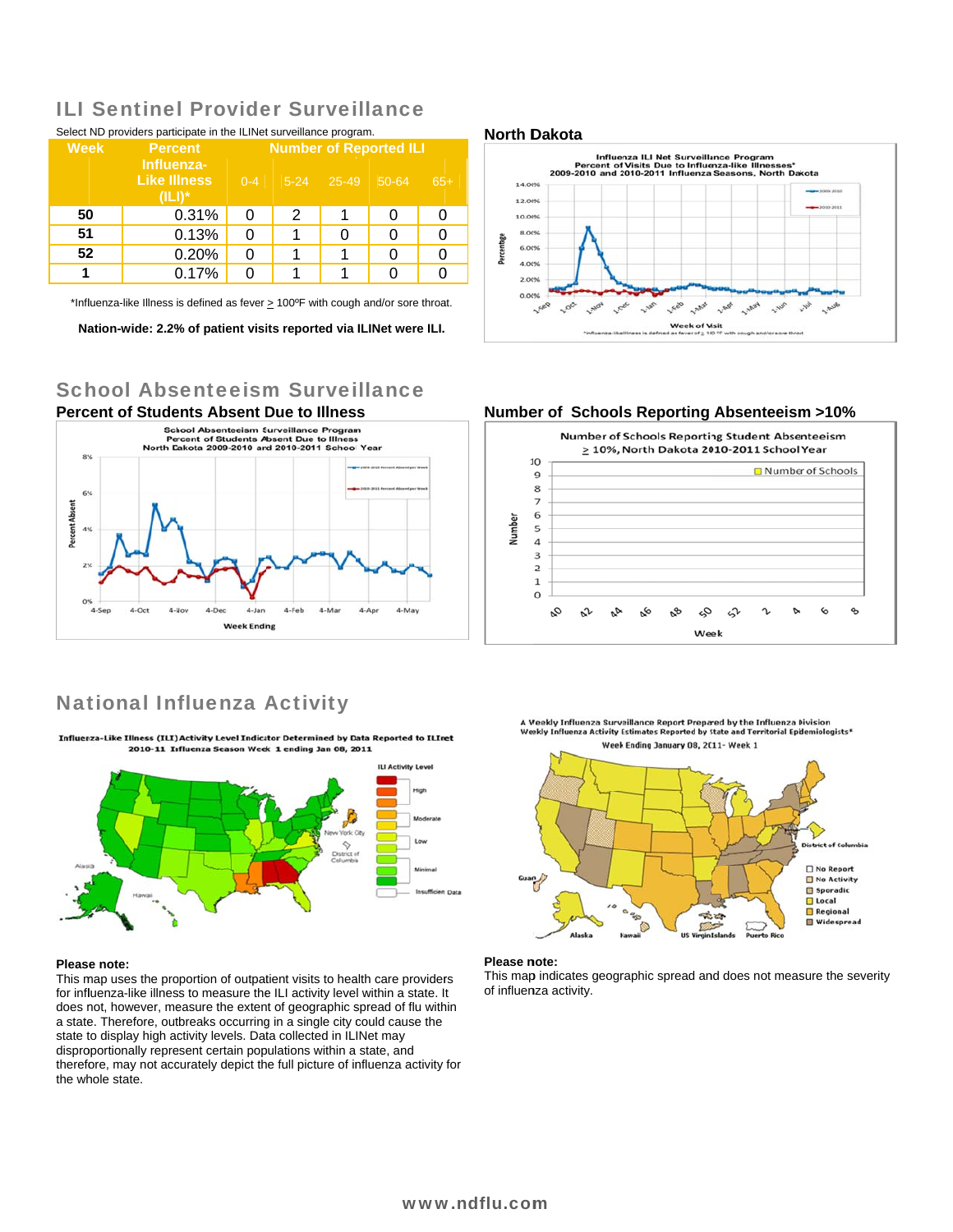## ILI Sentinel Provider Surveillance

Select ND providers participate in the ILINet surveillance program.

| Week | Percent Influenza-Like Illness (ILI)* | Number of Reported ILI | | | | |
|---|---|---|---|---|---|---|
| | | 0-4 | 5-24 | 25-49 | 50-64 | 65+ |
| 50 | 0.31% | 0 | 2 | 1 | 0 | 0 |
| 51 | 0.13% | 0 | 1 | 0 | 0 | 0 |
| 52 | 0.20% | 0 | 1 | 1 | 0 | 0 |
| 1 | 0.17% | 0 | 1 | 1 | 0 | 0 |

*Influenza-like Illness is defined as fever > 100ºF with cough and/or sore throat.

**Nation-wide: 2.2% of patient visits reported via ILINet were ILI.**

**North Dakota**

Influenza ILI Net Surveillance Program
Percent of Visits Due to Influenza-like Illnesses*
2009-2010 and 2010-2011 Influenza Seasons, North Dakota

Percentage

Week of Visit

*Influenza-likeillness is defined as fever of > 100 ºF with cough and/or sore throat

## School Absenteeism Surveillance

**Percent of Students Absent Due to Illness**

School Absenteeism Surveillance Program
Percent of Students Absent Due to Illness
North Dakota 2009-2010 and 2010-2011 School Year

Percent Absent

Week Ending

**Number of Schools Reporting Absenteeism >10%**

Number of Schools Reporting Student Absenteeism
> 10%, North Dakota 2010-2011 School Year

Number of Schools

Number

Week

## National Influenza Activity

Influenza-Like Illness (ILI) Activity Level Indicator Determined by Data Reported to ILINet
2010-11 Influenza Season Week 1 ending Jan 08, 2011

ILI Activity Level: High, Moderate, Low, Minimal, Insufficient Data

A Weekly Influenza Surveillance Report Prepared by the Influenza Division
Weekly Influenza Activity Estimates Reported by State and Territorial Epidemiologists*
Week Ending January 08, 2011- Week 1

No Report, No Activity, Sporadic, Local, Regional, Widespread

**Please note:**
This map uses the proportion of outpatient visits to health care providers for influenza-like illness to measure the ILI activity level within a state. It does not, however, measure the extent of geographic spread of flu within a state. Therefore, outbreaks occurring in a single city could cause the state to display high activity levels. Data collected in ILINet may disproportionally represent certain populations within a state, and therefore, may not accurately depict the full picture of influenza activity for the whole state.

**Please note:**
This map indicates geographic spread and does not measure the severity of influenza activity.

www.ndflu.com